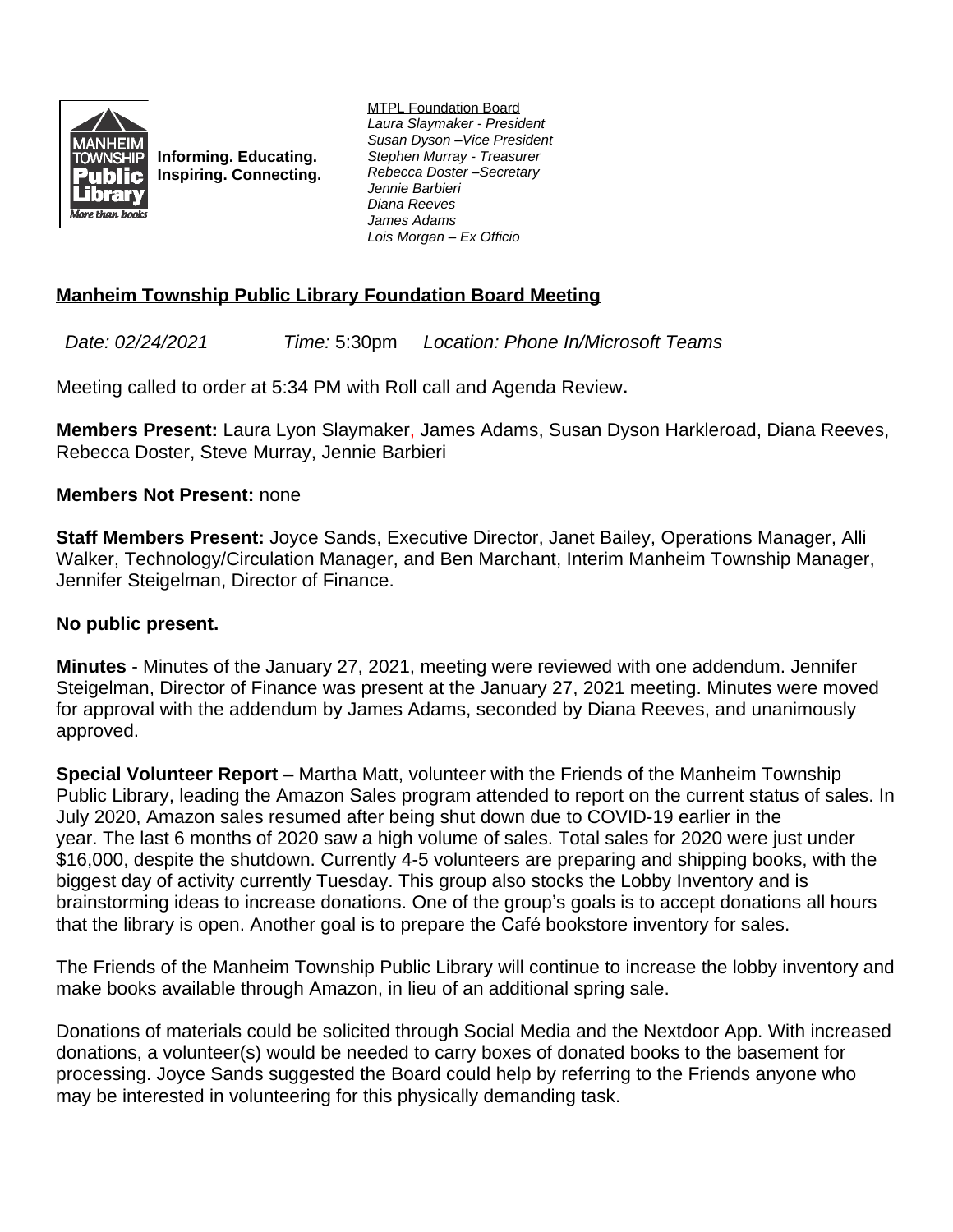Informing. Educating.
Inspiring. Connecting.

MTPL Foundation Board
*Laura Slaymaker - President*
*Susan Dyson –Vice President*
*Stephen Murray - Treasurer*
*Rebecca Doster –Secretary*
*Jennie Barbieri*
*Diana Reeves*
*James Adams*
*Lois Morgan – Ex Officio*

## Manheim Township Public Library Foundation Board Meeting

*Date: 02/24/2021* *Time:* 5:30pm *Location: Phone In/Microsoft Teams*

Meeting called to order at 5:34 PM with Roll call and Agenda Review**.**

**Members Present:** Laura Lyon Slaymaker, James Adams, Susan Dyson Harkleroad, Diana Reeves, Rebecca Doster, Steve Murray, Jennie Barbieri

**Members Not Present:** none

**Staff Members Present:** Joyce Sands, Executive Director, Janet Bailey, Operations Manager, Alli Walker, Technology/Circulation Manager, and Ben Marchant, Interim Manheim Township Manager, Jennifer Steigelman, Director of Finance.

**No public present.**

**Minutes** - Minutes of the January 27, 2021, meeting were reviewed with one addendum. Jennifer Steigelman, Director of Finance was present at the January 27, 2021 meeting. Minutes were moved for approval with the addendum by James Adams, seconded by Diana Reeves, and unanimously approved.

**Special Volunteer Report –** Martha Matt, volunteer with the Friends of the Manheim Township Public Library, leading the Amazon Sales program attended to report on the current status of sales. In July 2020, Amazon sales resumed after being shut down due to COVID-19 earlier in the year. The last 6 months of 2020 saw a high volume of sales. Total sales for 2020 were just under $16,000, despite the shutdown. Currently 4-5 volunteers are preparing and shipping books, with the biggest day of activity currently Tuesday. This group also stocks the Lobby Inventory and is brainstorming ideas to increase donations. One of the group's goals is to accept donations all hours that the library is open. Another goal is to prepare the Café bookstore inventory for sales.

The Friends of the Manheim Township Public Library will continue to increase the lobby inventory and make books available through Amazon, in lieu of an additional spring sale.

Donations of materials could be solicited through Social Media and the Nextdoor App. With increased donations, a volunteer(s) would be needed to carry boxes of donated books to the basement for processing. Joyce Sands suggested the Board could help by referring to the Friends anyone who may be interested in volunteering for this physically demanding task.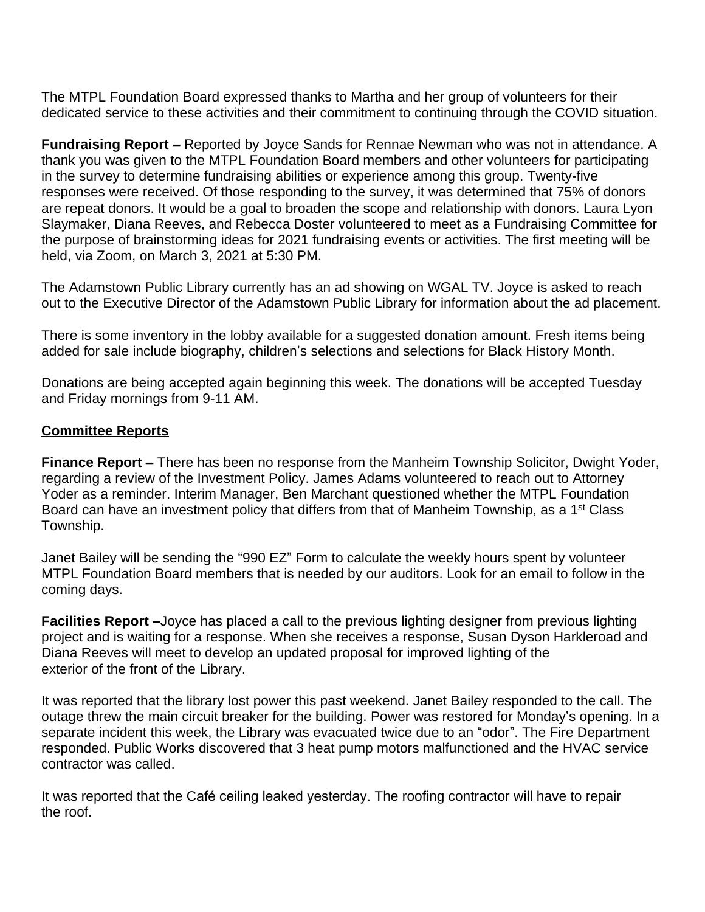The MTPL Foundation Board expressed thanks to Martha and her group of volunteers for their dedicated service to these activities and their commitment to continuing through the COVID situation.

**Fundraising Report –** Reported by Joyce Sands for Rennae Newman who was not in attendance. A thank you was given to the MTPL Foundation Board members and other volunteers for participating in the survey to determine fundraising abilities or experience among this group. Twenty-five responses were received. Of those responding to the survey, it was determined that 75% of donors are repeat donors. It would be a goal to broaden the scope and relationship with donors. Laura Lyon Slaymaker, Diana Reeves, and Rebecca Doster volunteered to meet as a Fundraising Committee for the purpose of brainstorming ideas for 2021 fundraising events or activities. The first meeting will be held, via Zoom, on March 3, 2021 at 5:30 PM.

The Adamstown Public Library currently has an ad showing on WGAL TV. Joyce is asked to reach out to the Executive Director of the Adamstown Public Library for information about the ad placement.

There is some inventory in the lobby available for a suggested donation amount. Fresh items being added for sale include biography, children's selections and selections for Black History Month.

Donations are being accepted again beginning this week. The donations will be accepted Tuesday and Friday mornings from 9-11 AM.

## Committee Reports

**Finance Report –** There has been no response from the Manheim Township Solicitor, Dwight Yoder, regarding a review of the Investment Policy. James Adams volunteered to reach out to Attorney Yoder as a reminder. Interim Manager, Ben Marchant questioned whether the MTPL Foundation Board can have an investment policy that differs from that of Manheim Township, as a 1st Class Township.

Janet Bailey will be sending the "990 EZ" Form to calculate the weekly hours spent by volunteer MTPL Foundation Board members that is needed by our auditors. Look for an email to follow in the coming days.

**Facilities Report –**Joyce has placed a call to the previous lighting designer from previous lighting project and is waiting for a response. When she receives a response, Susan Dyson Harkleroad and Diana Reeves will meet to develop an updated proposal for improved lighting of the exterior of the front of the Library.

It was reported that the library lost power this past weekend. Janet Bailey responded to the call. The outage threw the main circuit breaker for the building. Power was restored for Monday's opening. In a separate incident this week, the Library was evacuated twice due to an "odor". The Fire Department responded. Public Works discovered that 3 heat pump motors malfunctioned and the HVAC service contractor was called.

It was reported that the Café ceiling leaked yesterday. The roofing contractor will have to repair the roof.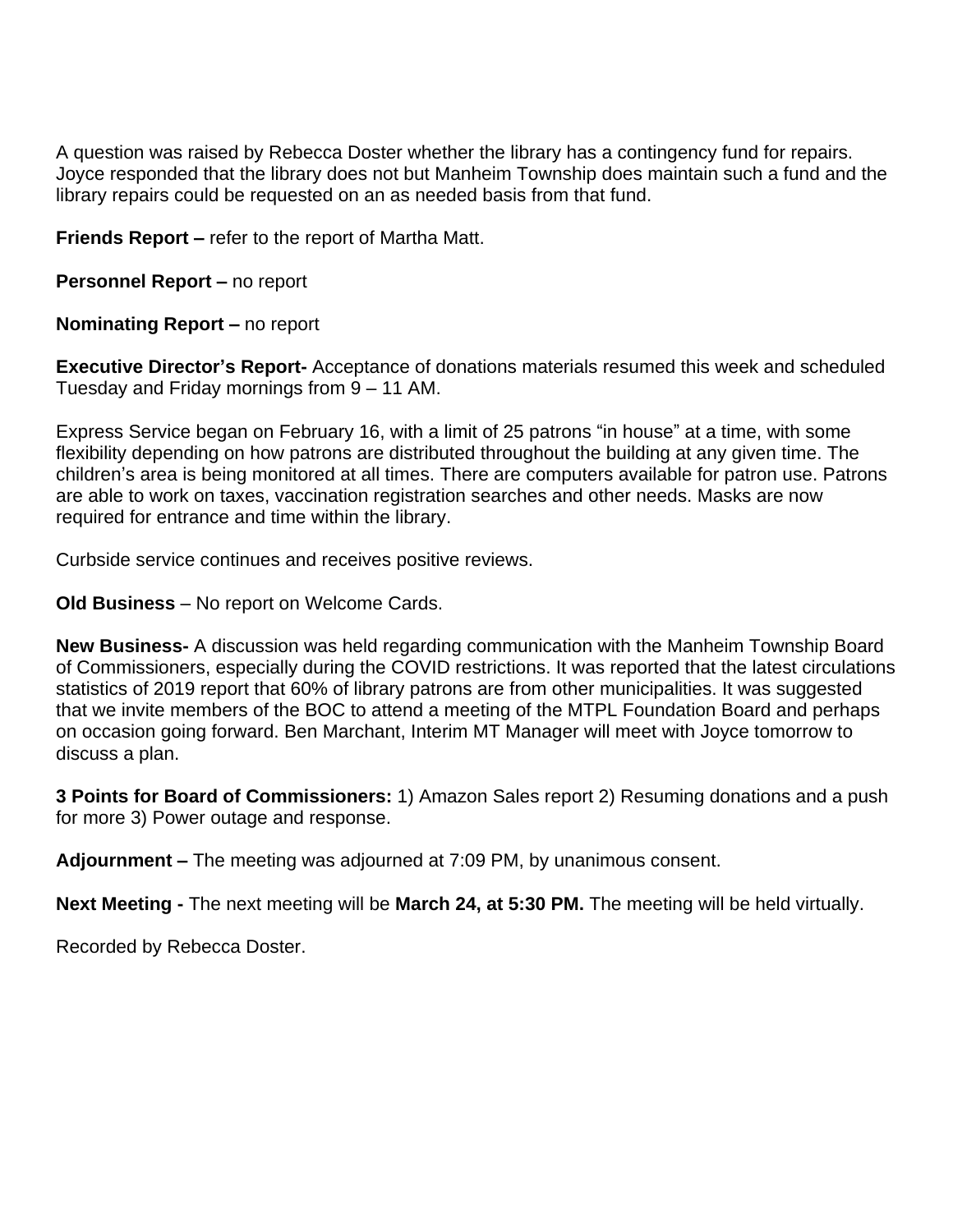A question was raised by Rebecca Doster whether the library has a contingency fund for repairs. Joyce responded that the library does not but Manheim Township does maintain such a fund and the library repairs could be requested on an as needed basis from that fund.

**Friends Report –** refer to the report of Martha Matt.

**Personnel Report –** no report

**Nominating Report –** no report

**Executive Director's Report-** Acceptance of donations materials resumed this week and scheduled Tuesday and Friday mornings from 9 – 11 AM.

Express Service began on February 16, with a limit of 25 patrons "in house" at a time, with some flexibility depending on how patrons are distributed throughout the building at any given time. The children's area is being monitored at all times. There are computers available for patron use. Patrons are able to work on taxes, vaccination registration searches and other needs. Masks are now required for entrance and time within the library.

Curbside service continues and receives positive reviews.

**Old Business** – No report on Welcome Cards.

**New Business-** A discussion was held regarding communication with the Manheim Township Board of Commissioners, especially during the COVID restrictions. It was reported that the latest circulations statistics of 2019 report that 60% of library patrons are from other municipalities. It was suggested that we invite members of the BOC to attend a meeting of the MTPL Foundation Board and perhaps on occasion going forward. Ben Marchant, Interim MT Manager will meet with Joyce tomorrow to discuss a plan.

**3 Points for Board of Commissioners:** 1) Amazon Sales report 2) Resuming donations and a push for more 3) Power outage and response.

**Adjournment –** The meeting was adjourned at 7:09 PM, by unanimous consent.

**Next Meeting -** The next meeting will be **March 24, at 5:30 PM.** The meeting will be held virtually.

Recorded by Rebecca Doster.